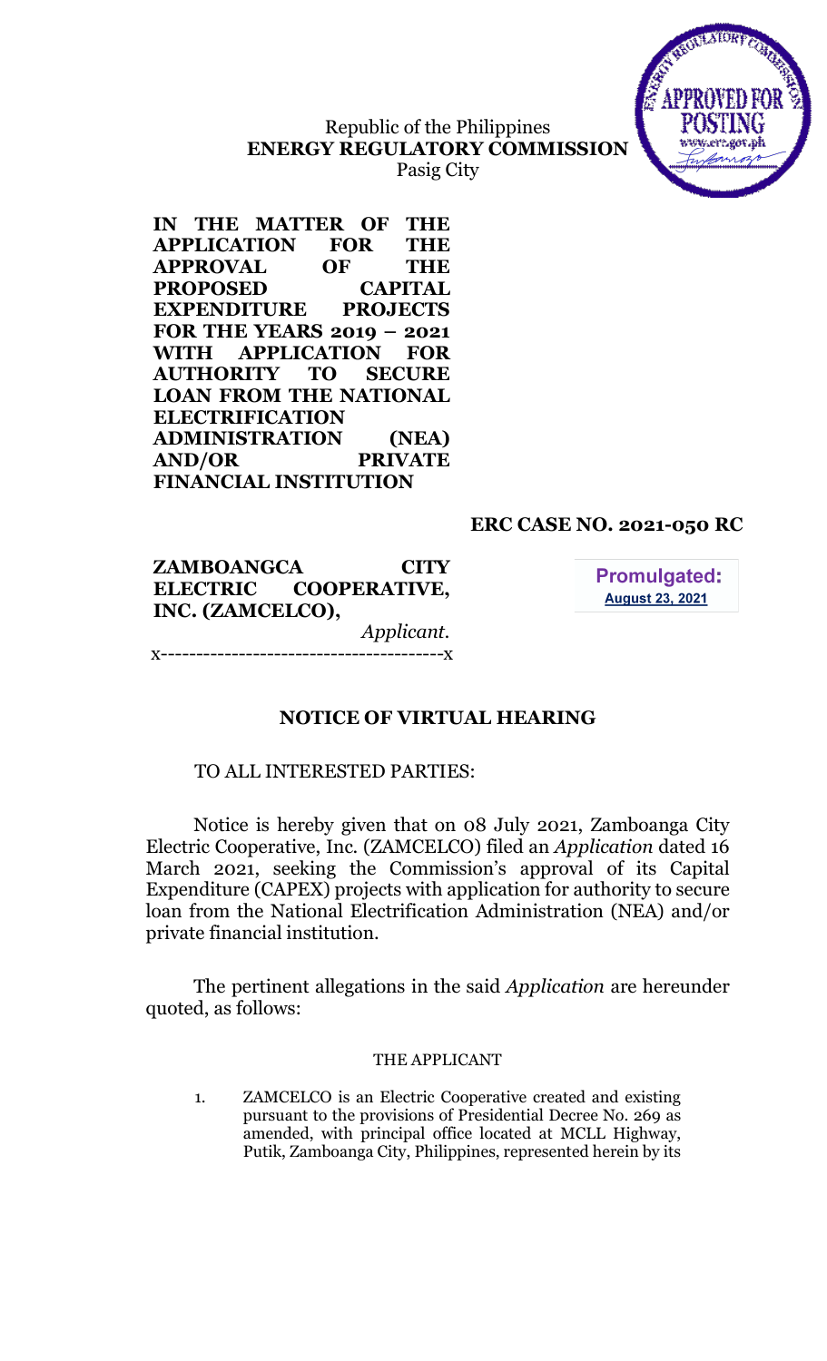Republic of the Philippines
**ENERGY REGULATORY COMMISSION**
Pasig City

**IN THE MATTER OF THE APPLICATION FOR THE APPROVAL OF THE PROPOSED CAPITAL EXPENDITURE PROJECTS FOR THE YEARS 2019 – 2021 WITH APPLICATION FOR AUTHORITY TO SECURE LOAN FROM THE NATIONAL ELECTRIFICATION ADMINISTRATION (NEA) AND/OR PRIVATE FINANCIAL INSTITUTION**

**ERC CASE NO. 2021-050 RC**

**ZAMBOANGCA CITY ELECTRIC COOPERATIVE, INC. (ZAMCELCO),**
*Applicant.*
x---------------------------------------x

**Promulgated:**
**August 23, 2021**

## NOTICE OF VIRTUAL HEARING

TO ALL INTERESTED PARTIES:

Notice is hereby given that on 08 July 2021, Zamboanga City Electric Cooperative, Inc. (ZAMCELCO) filed an *Application* dated 16 March 2021, seeking the Commission's approval of its Capital Expenditure (CAPEX) projects with application for authority to secure loan from the National Electrification Administration (NEA) and/or private financial institution.

The pertinent allegations in the said *Application* are hereunder quoted, as follows:

THE APPLICANT

1. ZAMCELCO is an Electric Cooperative created and existing pursuant to the provisions of Presidential Decree No. 269 as amended, with principal office located at MCLL Highway, Putik, Zamboanga City, Philippines, represented herein by its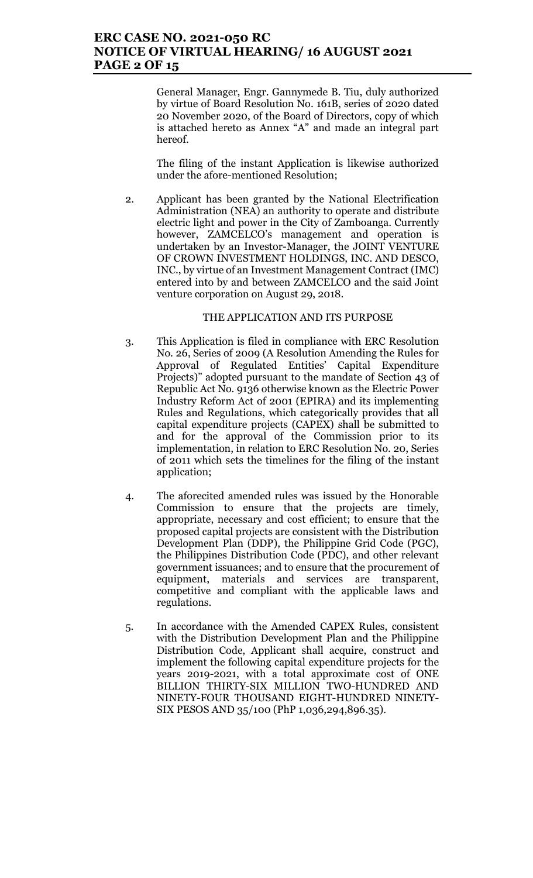General Manager, Engr. Gannymede B. Tiu, duly authorized by virtue of Board Resolution No. 161B, series of 2020 dated 20 November 2020, of the Board of Directors, copy of which is attached hereto as Annex "A" and made an integral part hereof.

The filing of the instant Application is likewise authorized under the afore-mentioned Resolution;

2. Applicant has been granted by the National Electrification Administration (NEA) an authority to operate and distribute electric light and power in the City of Zamboanga. Currently however, ZAMCELCO's management and operation is undertaken by an Investor-Manager, the JOINT VENTURE OF CROWN INVESTMENT HOLDINGS, INC. AND DESCO, INC., by virtue of an Investment Management Contract (IMC) entered into by and between ZAMCELCO and the said Joint venture corporation on August 29, 2018.

THE APPLICATION AND ITS PURPOSE

3. This Application is filed in compliance with ERC Resolution No. 26, Series of 2009 (A Resolution Amending the Rules for Approval of Regulated Entities' Capital Expenditure Projects)" adopted pursuant to the mandate of Section 43 of Republic Act No. 9136 otherwise known as the Electric Power Industry Reform Act of 2001 (EPIRA) and its implementing Rules and Regulations, which categorically provides that all capital expenditure projects (CAPEX) shall be submitted to and for the approval of the Commission prior to its implementation, in relation to ERC Resolution No. 20, Series of 2011 which sets the timelines for the filing of the instant application;

4. The aforecited amended rules was issued by the Honorable Commission to ensure that the projects are timely, appropriate, necessary and cost efficient; to ensure that the proposed capital projects are consistent with the Distribution Development Plan (DDP), the Philippine Grid Code (PGC), the Philippines Distribution Code (PDC), and other relevant government issuances; and to ensure that the procurement of equipment, materials and services are transparent, competitive and compliant with the applicable laws and regulations.

5. In accordance with the Amended CAPEX Rules, consistent with the Distribution Development Plan and the Philippine Distribution Code, Applicant shall acquire, construct and implement the following capital expenditure projects for the years 2019-2021, with a total approximate cost of ONE BILLION THIRTY-SIX MILLION TWO-HUNDRED AND NINETY-FOUR THOUSAND EIGHT-HUNDRED NINETY-SIX PESOS AND 35/100 (PhP 1,036,294,896.35).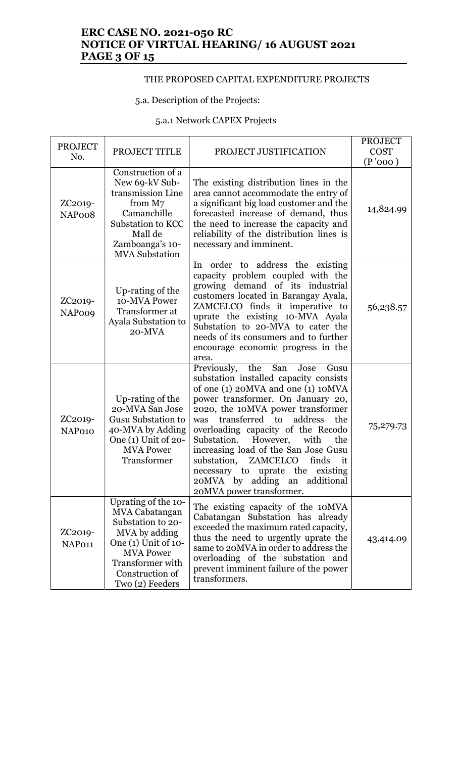THE PROPOSED CAPITAL EXPENDITURE PROJECTS

5.a. Description of the Projects:

5.a.1 Network CAPEX Projects

| PROJECT No. | PROJECT TITLE | PROJECT JUSTIFICATION | PROJECT COST (P '000 ) |
|---|---|---|---|
| ZC2019-NAP008 | Construction of a New 69-kV Sub-transmission Line from M7 Camanchille Substation to KCC Mall de Zamboanga's 10-MVA Substation | The existing distribution lines in the area cannot accommodate the entry of a significant big load customer and the forecasted increase of demand, thus the need to increase the capacity and reliability of the distribution lines is necessary and imminent. | 14,824.99 |
| ZC2019-NAP009 | Up-rating of the 10-MVA Power Transformer at Ayala Substation to 20-MVA | In order to address the existing capacity problem coupled with the growing demand of its industrial customers located in Barangay Ayala, ZAMCELCO finds it imperative to uprate the existing 10-MVA Ayala Substation to 20-MVA to cater the needs of its consumers and to further encourage economic progress in the area. | 56,238.57 |
| ZC2019-NAP010 | Up-rating of the 20-MVA San Jose Gusu Substation to 40-MVA by Adding One (1) Unit of 20-MVA Power Transformer | Previously, the San Jose Gusu substation installed capacity consists of one (1) 20MVA and one (1) 10MVA power transformer. On January 20, 2020, the 10MVA power transformer was transferred to address the overloading capacity of the Recodo Substation. However, with the increasing load of the San Jose Gusu substation, ZAMCELCO finds it necessary to uprate the existing 20MVA by adding an additional 20MVA power transformer. | 75,279.73 |
| ZC2019-NAP011 | Uprating of the 10-MVA Cabatangan Substation to 20-MVA by adding One (1) Unit of 10-MVA Power Transformer with Construction of Two (2) Feeders | The existing capacity of the 10MVA Cabatangan Substation has already exceeded the maximum rated capacity, thus the need to urgently uprate the same to 20MVA in order to address the overloading of the substation and prevent imminent failure of the power transformers. | 43,414.09 |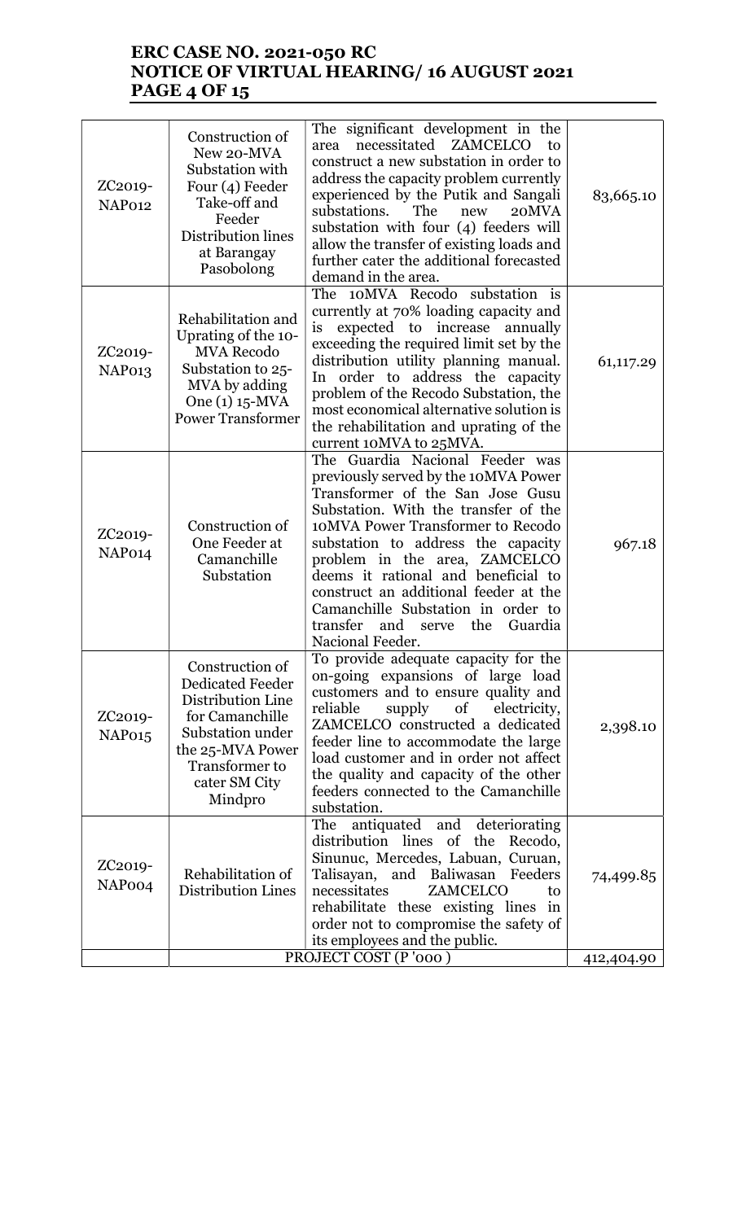| ZC2019-NAP012 | Construction of New 20-MVA Substation with Four (4) Feeder Take-off and Feeder Distribution lines at Barangay Pasobolong | The significant development in the area necessitated ZAMCELCO to construct a new substation in order to address the capacity problem currently experienced by the Putik and Sangali substations. The new 20MVA substation with four (4) feeders will allow the transfer of existing loads and further cater the additional forecasted demand in the area. | 83,665.10 |
|---|---|---|---|
| ZC2019-NAP013 | Rehabilitation and Uprating of the 10-MVA Recodo Substation to 25-MVA by adding One (1) 15-MVA Power Transformer | The 10MVA Recodo substation is currently at 70% loading capacity and is expected to increase annually exceeding the required limit set by the distribution utility planning manual. In order to address the capacity problem of the Recodo Substation, the most economical alternative solution is the rehabilitation and uprating of the current 10MVA to 25MVA. | 61,117.29 |
| ZC2019-NAP014 | Construction of One Feeder at Camanchille Substation | The Guardia Nacional Feeder was previously served by the 10MVA Power Transformer of the San Jose Gusu Substation. With the transfer of the 10MVA Power Transformer to Recodo substation to address the capacity problem in the area, ZAMCELCO deems it rational and beneficial to construct an additional feeder at the Camanchille Substation in order to transfer and serve the Guardia Nacional Feeder. | 967.18 |
| ZC2019-NAP015 | Construction of Dedicated Feeder Distribution Line for Camanchille Substation under the 25-MVA Power Transformer to cater SM City Mindpro | To provide adequate capacity for the on-going expansions of large load customers and to ensure quality and reliable supply of electricity, ZAMCELCO constructed a dedicated feeder line to accommodate the large load customer and in order not affect the quality and capacity of the other feeders connected to the Camanchille substation. | 2,398.10 |
| ZC2019-NAP004 | Rehabilitation of Distribution Lines | The antiquated and deteriorating distribution lines of the Recodo, Sinunuc, Mercedes, Labuan, Curuan, Talisayan, and Baliwasan Feeders necessitates ZAMCELCO to rehabilitate these existing lines in order not to compromise the safety of its employees and the public. | 74,499.85 |
| | PROJECT COST (P '000 ) | | 412,404.90 |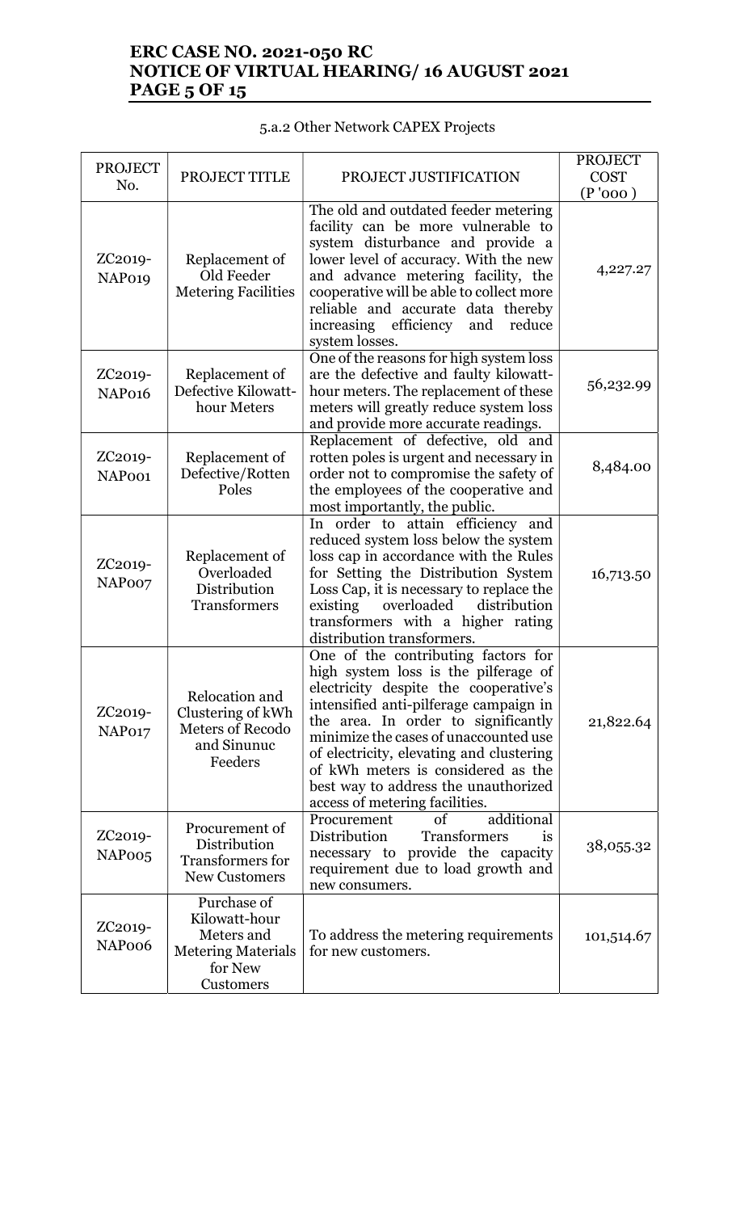5.a.2 Other Network CAPEX Projects

| PROJECT No. | PROJECT TITLE | PROJECT JUSTIFICATION | PROJECT COST (P '000 ) |
|---|---|---|---|
| ZC2019-NAP019 | Replacement of Old Feeder Metering Facilities | The old and outdated feeder metering facility can be more vulnerable to system disturbance and provide a lower level of accuracy. With the new and advance metering facility, the cooperative will be able to collect more reliable and accurate data thereby increasing efficiency and reduce system losses. | 4,227.27 |
| ZC2019-NAP016 | Replacement of Defective Kilowatt-hour Meters | One of the reasons for high system loss are the defective and faulty kilowatt-hour meters. The replacement of these meters will greatly reduce system loss and provide more accurate readings. | 56,232.99 |
| ZC2019-NAP001 | Replacement of Defective/Rotten Poles | Replacement of defective, old and rotten poles is urgent and necessary in order not to compromise the safety of the employees of the cooperative and most importantly, the public. | 8,484.00 |
| ZC2019-NAP007 | Replacement of Overloaded Distribution Transformers | In order to attain efficiency and reduced system loss below the system loss cap in accordance with the Rules for Setting the Distribution System Loss Cap, it is necessary to replace the existing overloaded distribution transformers with a higher rating distribution transformers. | 16,713.50 |
| ZC2019-NAP017 | Relocation and Clustering of kWh Meters of Recodo and Sinunuc Feeders | One of the contributing factors for high system loss is the pilferage of electricity despite the cooperative's intensified anti-pilferage campaign in the area. In order to significantly minimize the cases of unaccounted use of electricity, elevating and clustering of kWh meters is considered as the best way to address the unauthorized access of metering facilities. | 21,822.64 |
| ZC2019-NAP005 | Procurement of Distribution Transformers for New Customers | Procurement of additional Distribution Transformers is necessary to provide the capacity requirement due to load growth and new consumers. | 38,055.32 |
| ZC2019-NAP006 | Purchase of Kilowatt-hour Meters and Metering Materials for New Customers | To address the metering requirements for new customers. | 101,514.67 |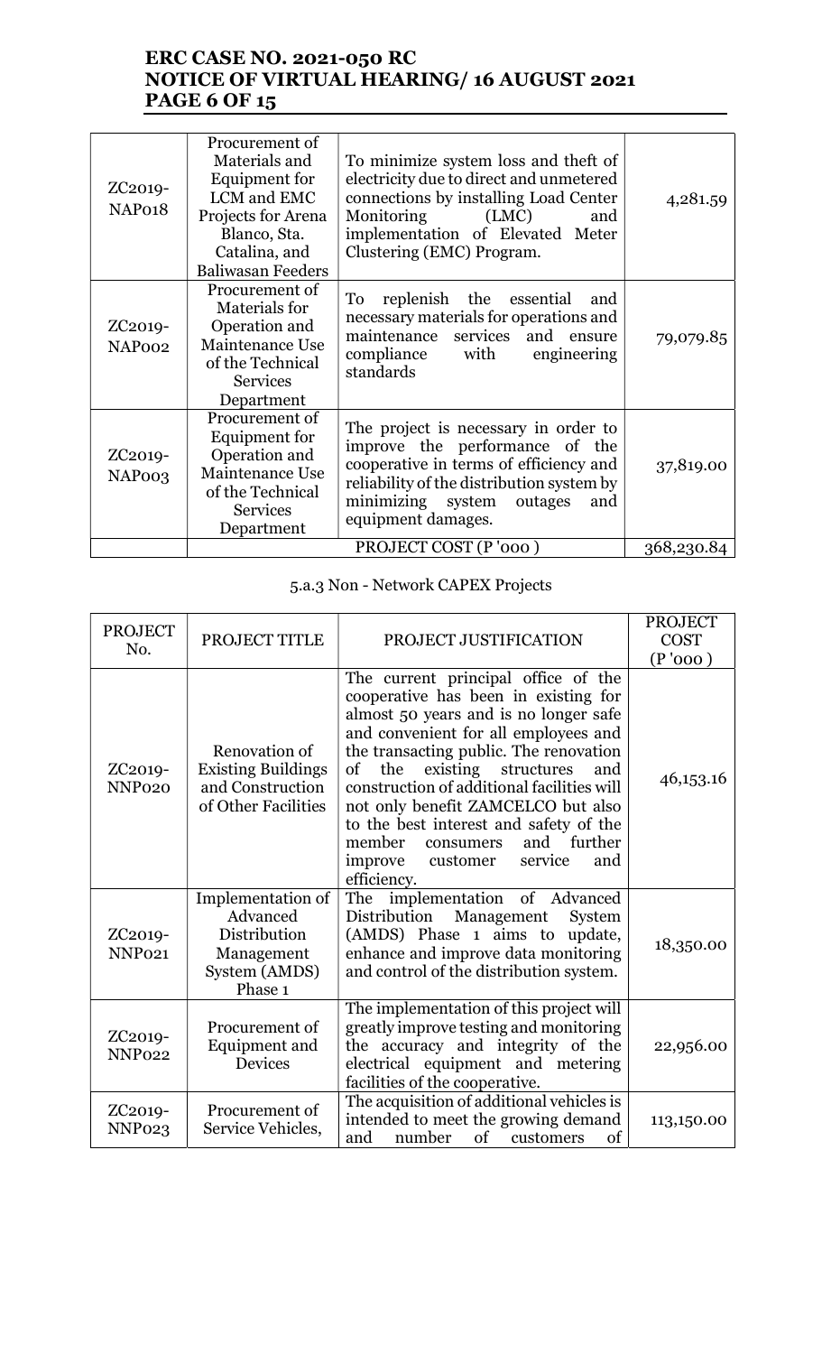| | | | |
|---|---|---|---|
| ZC2019-NAP018 | Procurement of Materials and Equipment for LCM and EMC Projects for Arena Blanco, Sta. Catalina, and Baliwasan Feeders | To minimize system loss and theft of electricity due to direct and unmetered connections by installing Load Center Monitoring (LMC) and implementation of Elevated Meter Clustering (EMC) Program. | 4,281.59 |
| ZC2019-NAP002 | Procurement of Materials for Operation and Maintenance Use of the Technical Services Department | To replenish the essential and necessary materials for operations and maintenance services and ensure compliance with engineering standards | 79,079.85 |
| ZC2019-NAP003 | Procurement of Equipment for Operation and Maintenance Use of the Technical Services Department | The project is necessary in order to improve the performance of the cooperative in terms of efficiency and reliability of the distribution system by minimizing system outages and equipment damages. | 37,819.00 |
| | PROJECT COST (P '000 ) | | 368,230.84 |

5.a.3 Non - Network CAPEX Projects

| PROJECT No. | PROJECT TITLE | PROJECT JUSTIFICATION | PROJECT COST (P '000 ) |
|---|---|---|---|
| ZC2019-NNP020 | Renovation of Existing Buildings and Construction of Other Facilities | The current principal office of the cooperative has been in existing for almost 50 years and is no longer safe and convenient for all employees and the transacting public. The renovation of the existing structures and construction of additional facilities will not only benefit ZAMCELCO but also to the best interest and safety of the member consumers and further improve customer service and efficiency. | 46,153.16 |
| ZC2019-NNP021 | Implementation of Advanced Distribution Management System (AMDS) Phase 1 | The implementation of Advanced Distribution Management System (AMDS) Phase 1 aims to update, enhance and improve data monitoring and control of the distribution system. | 18,350.00 |
| ZC2019-NNP022 | Procurement of Equipment and Devices | The implementation of this project will greatly improve testing and monitoring the accuracy and integrity of the electrical equipment and metering facilities of the cooperative. | 22,956.00 |
| ZC2019-NNP023 | Procurement of Service Vehicles, | The acquisition of additional vehicles is intended to meet the growing demand and number of customers of | 113,150.00 |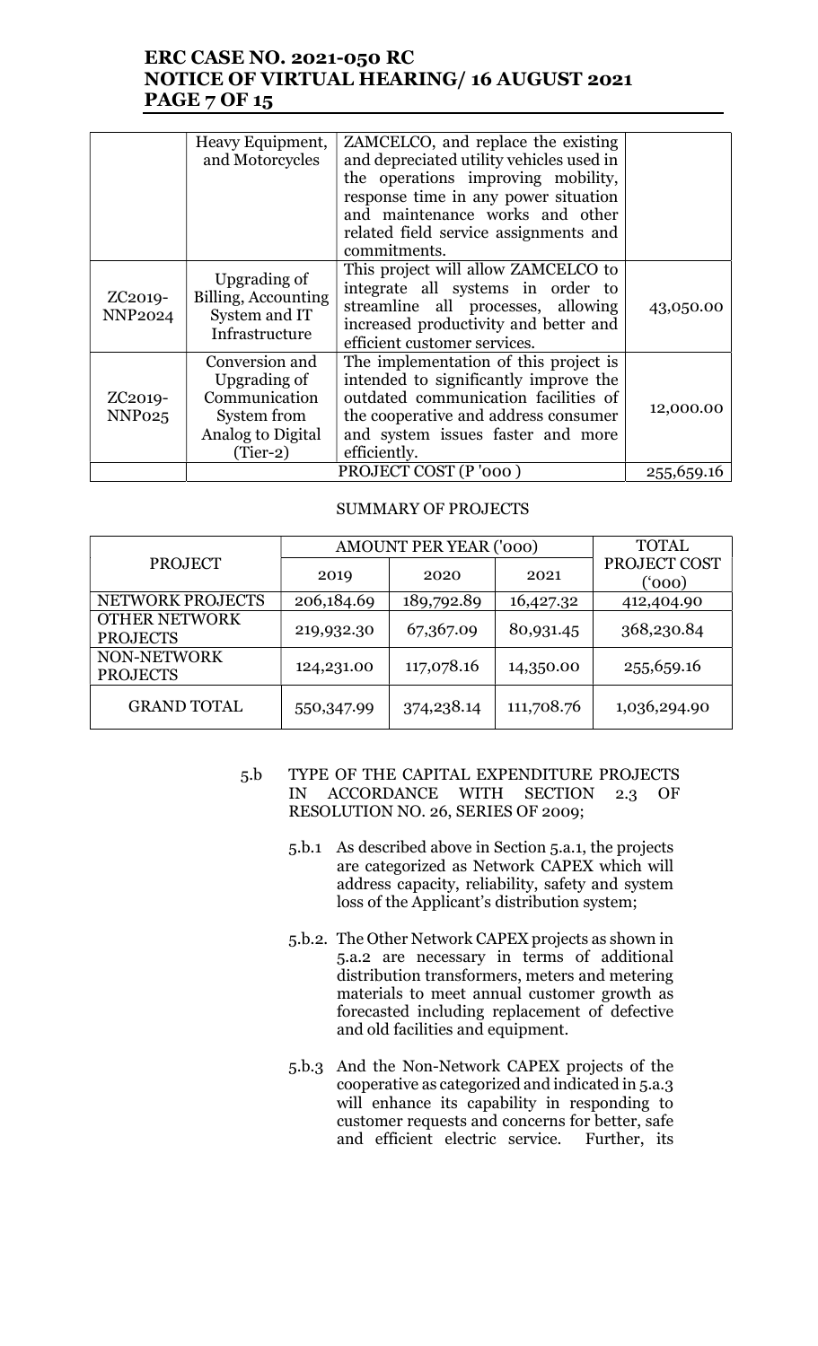|  | Heavy Equipment, and Motorcycles | ZAMCELCO, and replace the existing and depreciated utility vehicles used in the operations improving mobility, response time in any power situation and maintenance works and other related field service assignments and commitments. |  |
|---|---|---|---|
| ZC2019-NNP2024 | Upgrading of Billing, Accounting System and IT Infrastructure | This project will allow ZAMCELCO to integrate all systems in order to streamline all processes, allowing increased productivity and better and efficient customer services. | 43,050.00 |
| ZC2019-NNP025 | Conversion and Upgrading of Communication System from Analog to Digital (Tier-2) | The implementation of this project is intended to significantly improve the outdated communication facilities of the cooperative and address consumer and system issues faster and more efficiently. | 12,000.00 |
|  | PROJECT COST (P '000 ) |  | 255,659.16 |

SUMMARY OF PROJECTS

| PROJECT | AMOUNT PER YEAR ('000) | | | TOTAL PROJECT COST ('000) |
|---|---|---|---|---|
| | 2019 | 2020 | 2021 | |
| NETWORK PROJECTS | 206,184.69 | 189,792.89 | 16,427.32 | 412,404.90 |
| OTHER NETWORK PROJECTS | 219,932.30 | 67,367.09 | 80,931.45 | 368,230.84 |
| NON-NETWORK PROJECTS | 124,231.00 | 117,078.16 | 14,350.00 | 255,659.16 |
| GRAND TOTAL | 550,347.99 | 374,238.14 | 111,708.76 | 1,036,294.90 |

5.b TYPE OF THE CAPITAL EXPENDITURE PROJECTS IN ACCORDANCE WITH SECTION 2.3 OF RESOLUTION NO. 26, SERIES OF 2009;

5.b.1 As described above in Section 5.a.1, the projects are categorized as Network CAPEX which will address capacity, reliability, safety and system loss of the Applicant's distribution system;

5.b.2. The Other Network CAPEX projects as shown in 5.a.2 are necessary in terms of additional distribution transformers, meters and metering materials to meet annual customer growth as forecasted including replacement of defective and old facilities and equipment.

5.b.3 And the Non-Network CAPEX projects of the cooperative as categorized and indicated in 5.a.3 will enhance its capability in responding to customer requests and concerns for better, safe and efficient electric service. Further, its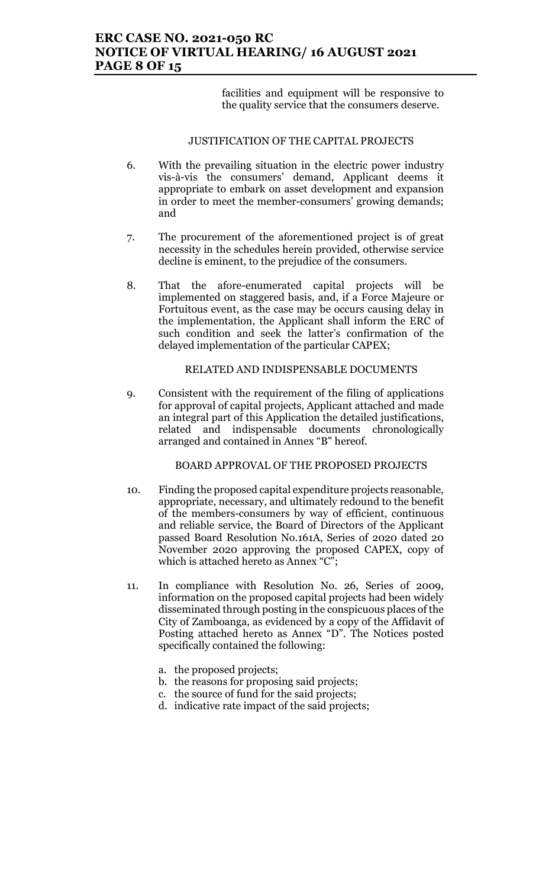facilities and equipment will be responsive to the quality service that the consumers deserve.

## JUSTIFICATION OF THE CAPITAL PROJECTS

6. With the prevailing situation in the electric power industry vis-à-vis the consumers' demand, Applicant deems it appropriate to embark on asset development and expansion in order to meet the member-consumers' growing demands; and

7. The procurement of the aforementioned project is of great necessity in the schedules herein provided, otherwise service decline is eminent, to the prejudice of the consumers.

8. That the afore-enumerated capital projects will be implemented on staggered basis, and, if a Force Majeure or Fortuitous event, as the case may be occurs causing delay in the implementation, the Applicant shall inform the ERC of such condition and seek the latter's confirmation of the delayed implementation of the particular CAPEX;

## RELATED AND INDISPENSABLE DOCUMENTS

9. Consistent with the requirement of the filing of applications for approval of capital projects, Applicant attached and made an integral part of this Application the detailed justifications, related and indispensable documents chronologically arranged and contained in Annex "B" hereof.

## BOARD APPROVAL OF THE PROPOSED PROJECTS

10. Finding the proposed capital expenditure projects reasonable, appropriate, necessary, and ultimately redound to the benefit of the members-consumers by way of efficient, continuous and reliable service, the Board of Directors of the Applicant passed Board Resolution No.161A, Series of 2020 dated 20 November 2020 approving the proposed CAPEX, copy of which is attached hereto as Annex "C";

11. In compliance with Resolution No. 26, Series of 2009, information on the proposed capital projects had been widely disseminated through posting in the conspicuous places of the City of Zamboanga, as evidenced by a copy of the Affidavit of Posting attached hereto as Annex "D". The Notices posted specifically contained the following:

    a. the proposed projects;
    b. the reasons for proposing said projects;
    c. the source of fund for the said projects;
    d. indicative rate impact of the said projects;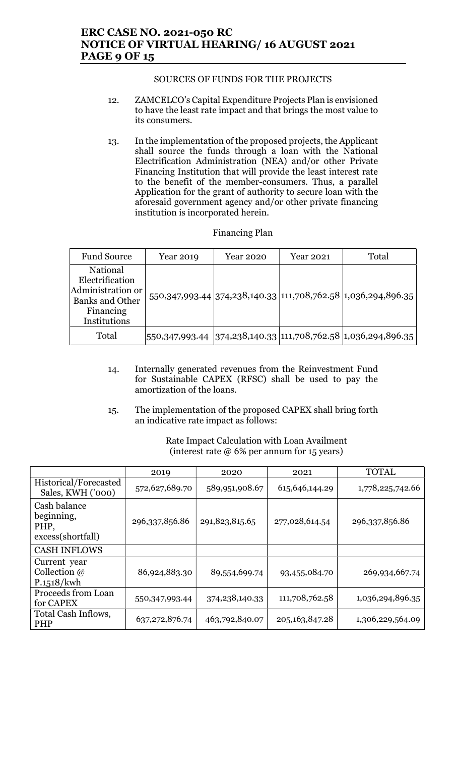SOURCES OF FUNDS FOR THE PROJECTS

12. ZAMCELCO's Capital Expenditure Projects Plan is envisioned to have the least rate impact and that brings the most value to its consumers.

13. In the implementation of the proposed projects, the Applicant shall source the funds through a loan with the National Electrification Administration (NEA) and/or other Private Financing Institution that will provide the least interest rate to the benefit of the member-consumers. Thus, a parallel Application for the grant of authority to secure loan with the aforesaid government agency and/or other private financing institution is incorporated herein.

Financing Plan

| Fund Source | Year 2019 | Year 2020 | Year 2021 | Total |
|---|---|---|---|---|
| National Electrification Administration or Banks and Other Financing Institutions | 550,347,993.44 | 374,238,140.33 | 111,708,762.58 | 1,036,294,896.35 |
| Total | 550,347,993.44 | 374,238,140.33 | 111,708,762.58 | 1,036,294,896.35 |

14. Internally generated revenues from the Reinvestment Fund for Sustainable CAPEX (RFSC) shall be used to pay the amortization of the loans.

15. The implementation of the proposed CAPEX shall bring forth an indicative rate impact as follows:

Rate Impact Calculation with Loan Availment
(interest rate @ 6% per annum for 15 years)

| | 2019 | 2020 | 2021 | TOTAL |
|---|---|---|---|---|
| Historical/Forecasted Sales, KWH ('000) | 572,627,689.70 | 589,951,908.67 | 615,646,144.29 | 1,778,225,742.66 |
| Cash balance beginning, PHP, excess(shortfall) | 296,337,856.86 | 291,823,815.65 | 277,028,614.54 | 296,337,856.86 |
| CASH INFLOWS | | | | |
| Current year Collection @ P.1518/kwh | 86,924,883.30 | 89,554,699.74 | 93,455,084.70 | 269,934,667.74 |
| Proceeds from Loan for CAPEX | 550,347,993.44 | 374,238,140.33 | 111,708,762.58 | 1,036,294,896.35 |
| Total Cash Inflows, PHP | 637,272,876.74 | 463,792,840.07 | 205,163,847.28 | 1,306,229,564.09 |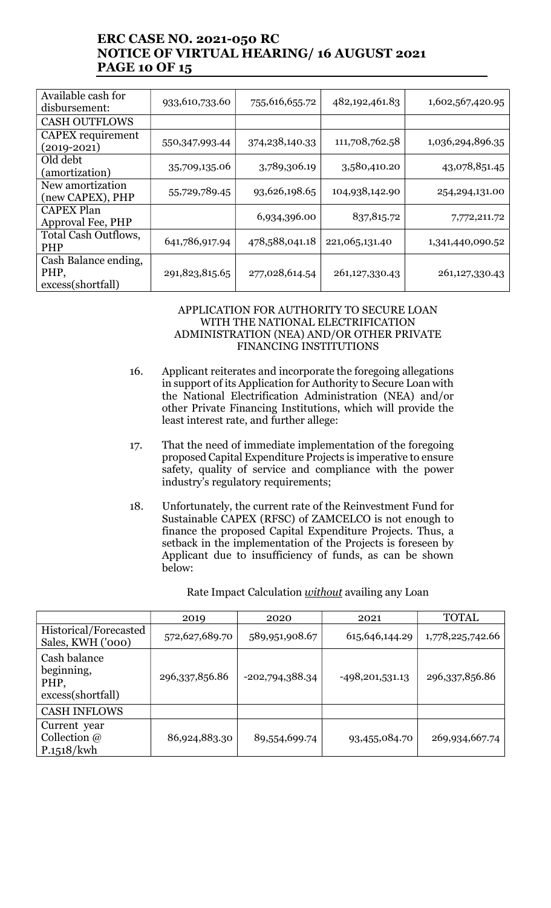| Available cash for disbursement: | 933,610,733.60 | 755,616,655.72 | 482,192,461.83 | 1,602,567,420.95 |
|---|---|---|---|---|
| CASH OUTFLOWS | | | | |
| CAPEX requirement (2019-2021) | 550,347,993.44 | 374,238,140.33 | 111,708,762.58 | 1,036,294,896.35 |
| Old debt (amortization) | 35,709,135.06 | 3,789,306.19 | 3,580,410.20 | 43,078,851.45 |
| New amortization (new CAPEX), PHP | 55,729,789.45 | 93,626,198.65 | 104,938,142.90 | 254,294,131.00 |
| CAPEX Plan Approval Fee, PHP | | 6,934,396.00 | 837,815.72 | 7,772,211.72 |
| Total Cash Outflows, PHP | 641,786,917.94 | 478,588,041.18 | 221,065,131.40 | 1,341,440,090.52 |
| Cash Balance ending, PHP, excess(shortfall) | 291,823,815.65 | 277,028,614.54 | 261,127,330.43 | 261,127,330.43 |

APPLICATION FOR AUTHORITY TO SECURE LOAN WITH THE NATIONAL ELECTRIFICATION ADMINISTRATION (NEA) AND/OR OTHER PRIVATE FINANCING INSTITUTIONS

16. Applicant reiterates and incorporate the foregoing allegations in support of its Application for Authority to Secure Loan with the National Electrification Administration (NEA) and/or other Private Financing Institutions, which will provide the least interest rate, and further allege:

17. That the need of immediate implementation of the foregoing proposed Capital Expenditure Projects is imperative to ensure safety, quality of service and compliance with the power industry's regulatory requirements;

18. Unfortunately, the current rate of the Reinvestment Fund for Sustainable CAPEX (RFSC) of ZAMCELCO is not enough to finance the proposed Capital Expenditure Projects. Thus, a setback in the implementation of the Projects is foreseen by Applicant due to insufficiency of funds, as can be shown below:

Rate Impact Calculation ***without*** availing any Loan

| | 2019 | 2020 | 2021 | TOTAL |
|---|---|---|---|---|
| Historical/Forecasted Sales, KWH ('000) | 572,627,689.70 | 589,951,908.67 | 615,646,144.29 | 1,778,225,742.66 |
| Cash balance beginning, PHP, excess(shortfall) | 296,337,856.86 | -202,794,388.34 | -498,201,531.13 | 296,337,856.86 |
| CASH INFLOWS | | | | |
| Current year Collection @ P.1518/kwh | 86,924,883.30 | 89,554,699.74 | 93,455,084.70 | 269,934,667.74 |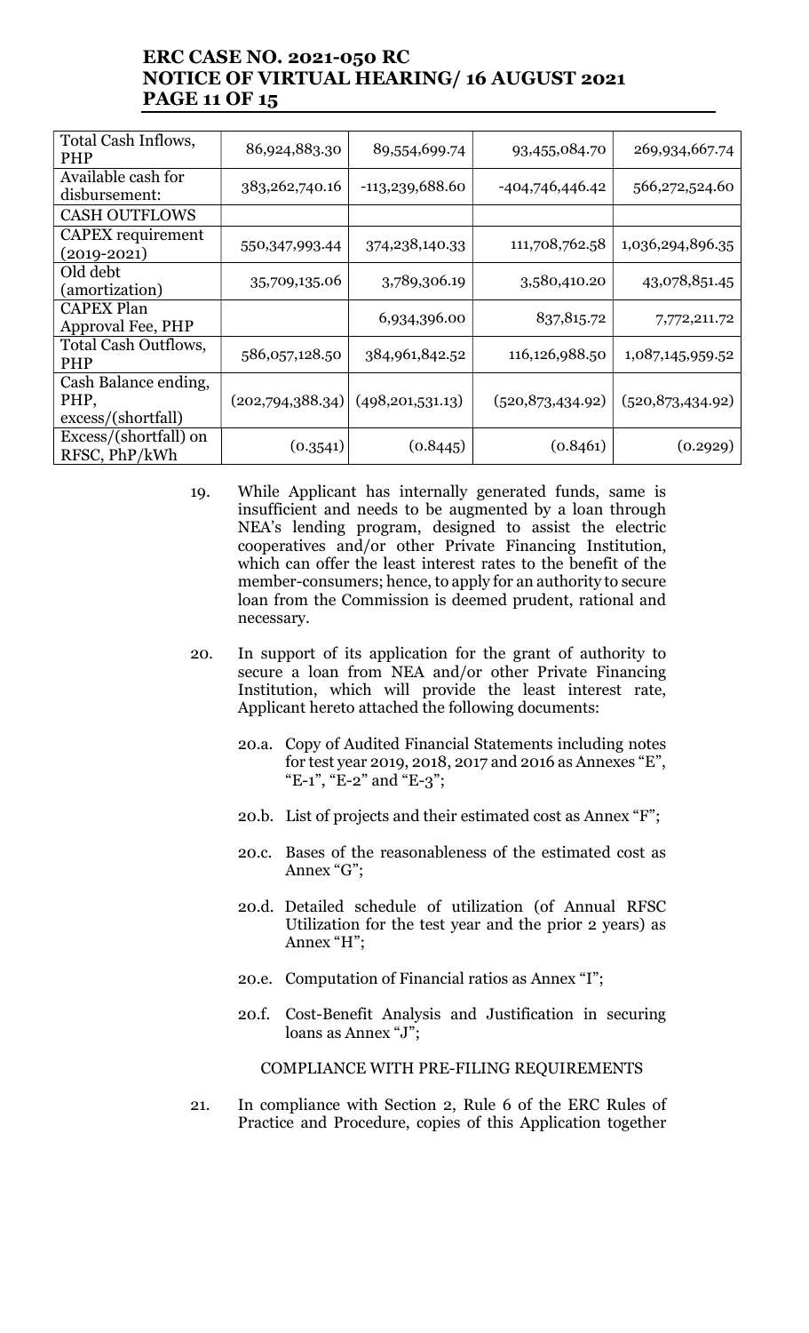| Total Cash Inflows, PHP | 86,924,883.30 | 89,554,699.74 | 93,455,084.70 | 269,934,667.74 |
|---|---|---|---|---|
| Available cash for disbursement: | 383,262,740.16 | -113,239,688.60 | -404,746,446.42 | 566,272,524.60 |
| CASH OUTFLOWS | | | | |
| CAPEX requirement (2019-2021) | 550,347,993.44 | 374,238,140.33 | 111,708,762.58 | 1,036,294,896.35 |
| Old debt (amortization) | 35,709,135.06 | 3,789,306.19 | 3,580,410.20 | 43,078,851.45 |
| CAPEX Plan Approval Fee, PHP | | 6,934,396.00 | 837,815.72 | 7,772,211.72 |
| Total Cash Outflows, PHP | 586,057,128.50 | 384,961,842.52 | 116,126,988.50 | 1,087,145,959.52 |
| Cash Balance ending, PHP, excess/(shortfall) | (202,794,388.34) | (498,201,531.13) | (520,873,434.92) | (520,873,434.92) |
| Excess/(shortfall) on RFSC, PhP/kWh | (0.3541) | (0.8445) | (0.8461) | (0.2929) |

19. While Applicant has internally generated funds, same is insufficient and needs to be augmented by a loan through NEA's lending program, designed to assist the electric cooperatives and/or other Private Financing Institution, which can offer the least interest rates to the benefit of the member-consumers; hence, to apply for an authority to secure loan from the Commission is deemed prudent, rational and necessary.

20. In support of its application for the grant of authority to secure a loan from NEA and/or other Private Financing Institution, which will provide the least interest rate, Applicant hereto attached the following documents:

    20.a. Copy of Audited Financial Statements including notes for test year 2019, 2018, 2017 and 2016 as Annexes "E", "E-1", "E-2" and "E-3";

    20.b. List of projects and their estimated cost as Annex "F";

    20.c. Bases of the reasonableness of the estimated cost as Annex "G";

    20.d. Detailed schedule of utilization (of Annual RFSC Utilization for the test year and the prior 2 years) as Annex "H";

    20.e. Computation of Financial ratios as Annex "I";

    20.f. Cost-Benefit Analysis and Justification in securing loans as Annex "J";

COMPLIANCE WITH PRE-FILING REQUIREMENTS

21. In compliance with Section 2, Rule 6 of the ERC Rules of Practice and Procedure, copies of this Application together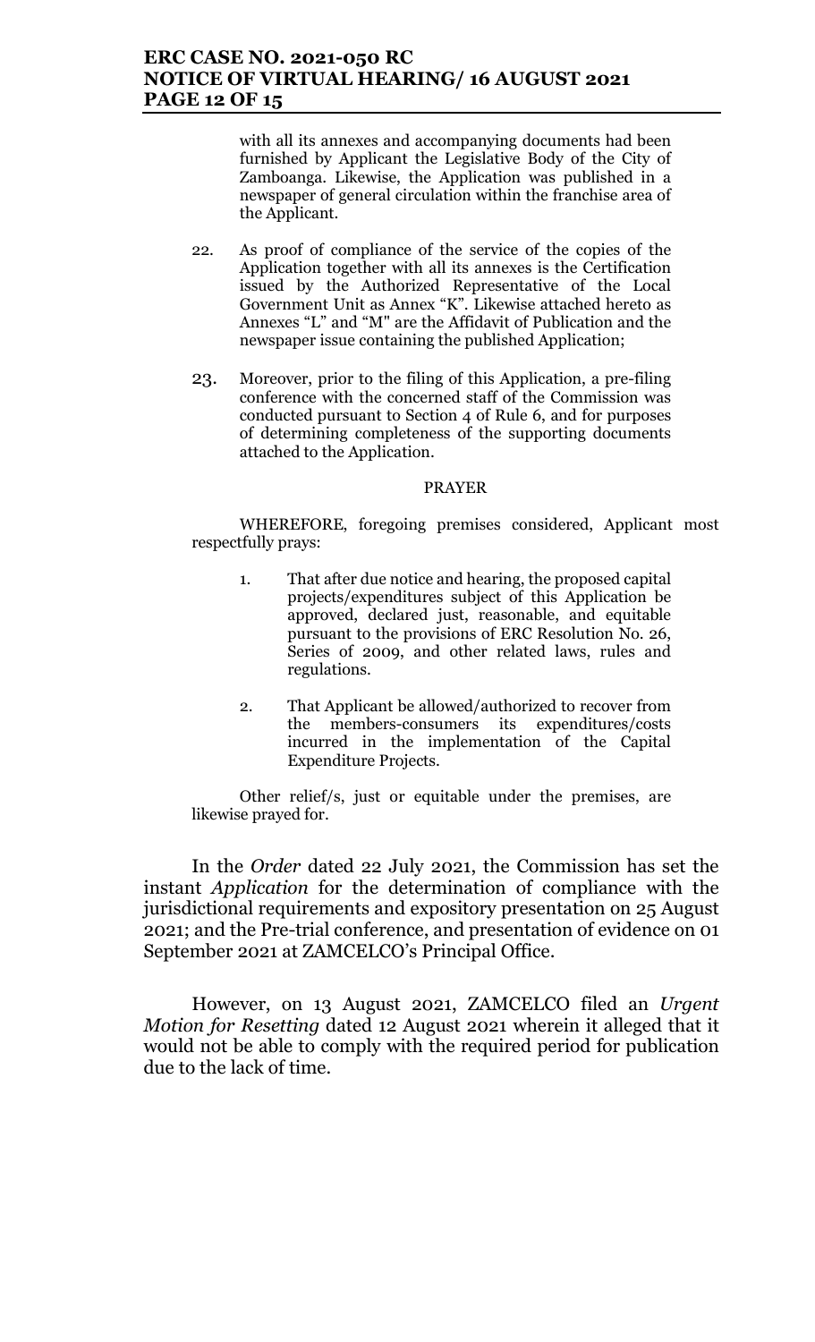with all its annexes and accompanying documents had been furnished by Applicant the Legislative Body of the City of Zamboanga. Likewise, the Application was published in a newspaper of general circulation within the franchise area of the Applicant.

22. As proof of compliance of the service of the copies of the Application together with all its annexes is the Certification issued by the Authorized Representative of the Local Government Unit as Annex "K". Likewise attached hereto as Annexes "L" and "M" are the Affidavit of Publication and the newspaper issue containing the published Application;

23. Moreover, prior to the filing of this Application, a pre-filing conference with the concerned staff of the Commission was conducted pursuant to Section 4 of Rule 6, and for purposes of determining completeness of the supporting documents attached to the Application.

PRAYER

WHEREFORE, foregoing premises considered, Applicant most respectfully prays:

1. That after due notice and hearing, the proposed capital projects/expenditures subject of this Application be approved, declared just, reasonable, and equitable pursuant to the provisions of ERC Resolution No. 26, Series of 2009, and other related laws, rules and regulations.

2. That Applicant be allowed/authorized to recover from the members-consumers its expenditures/costs incurred in the implementation of the Capital Expenditure Projects.

Other relief/s, just or equitable under the premises, are likewise prayed for.

In the *Order* dated 22 July 2021, the Commission has set the instant *Application* for the determination of compliance with the jurisdictional requirements and expository presentation on 25 August 2021; and the Pre-trial conference, and presentation of evidence on 01 September 2021 at ZAMCELCO's Principal Office.

However, on 13 August 2021, ZAMCELCO filed an *Urgent Motion for Resetting* dated 12 August 2021 wherein it alleged that it would not be able to comply with the required period for publication due to the lack of time.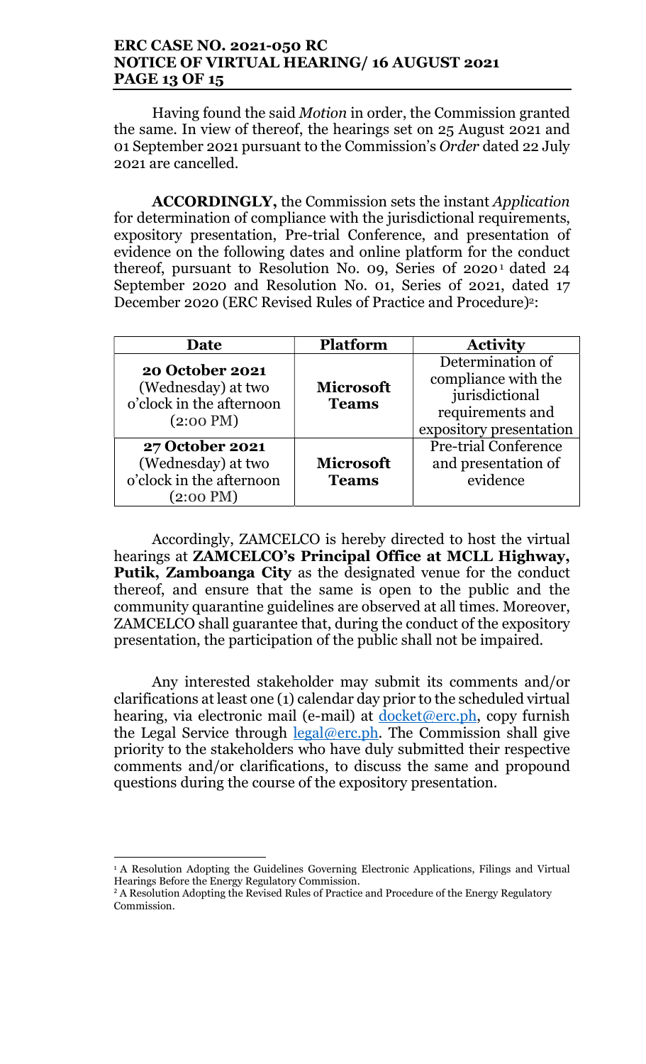Having found the said *Motion* in order, the Commission granted the same. In view of thereof, the hearings set on 25 August 2021 and 01 September 2021 pursuant to the Commission's *Order* dated 22 July 2021 are cancelled.

**ACCORDINGLY,** the Commission sets the instant *Application* for determination of compliance with the jurisdictional requirements, expository presentation, Pre-trial Conference, and presentation of evidence on the following dates and online platform for the conduct thereof, pursuant to Resolution No. 09, Series 0f 2020[1] dated 24 September 2020 and Resolution No. 01, Series of 2021, dated 17 December 2020 (ERC Revised Rules of Practice and Procedure)[2]:

| Date | Platform | Activity |
|---|---|---|
| **20 October 2021** (Wednesday) at two o'clock in the afternoon (2:00 PM) | **Microsoft Teams** | Determination of compliance with the jurisdictional requirements and expository presentation |
| **27 October 2021** (Wednesday) at two o'clock in the afternoon (2:00 PM) | **Microsoft Teams** | Pre-trial Conference and presentation of evidence |

Accordingly, ZAMCELCO is hereby directed to host the virtual hearings at **ZAMCELCO's Principal Office at MCLL Highway, Putik, Zamboanga City** as the designated venue for the conduct thereof, and ensure that the same is open to the public and the community quarantine guidelines are observed at all times. Moreover, ZAMCELCO shall guarantee that, during the conduct of the expository presentation, the participation of the public shall not be impaired.

Any interested stakeholder may submit its comments and/or clarifications at least one (1) calendar day prior to the scheduled virtual hearing, via electronic mail (e-mail) at docket@erc.ph, copy furnish the Legal Service through legal@erc.ph. The Commission shall give priority to the stakeholders who have duly submitted their respective comments and/or clarifications, to discuss the same and propound questions during the course of the expository presentation.

---

[1] A Resolution Adopting the Guidelines Governing Electronic Applications, Filings and Virtual Hearings Before the Energy Regulatory Commission.

[2] A Resolution Adopting the Revised Rules of Practice and Procedure of the Energy Regulatory Commission.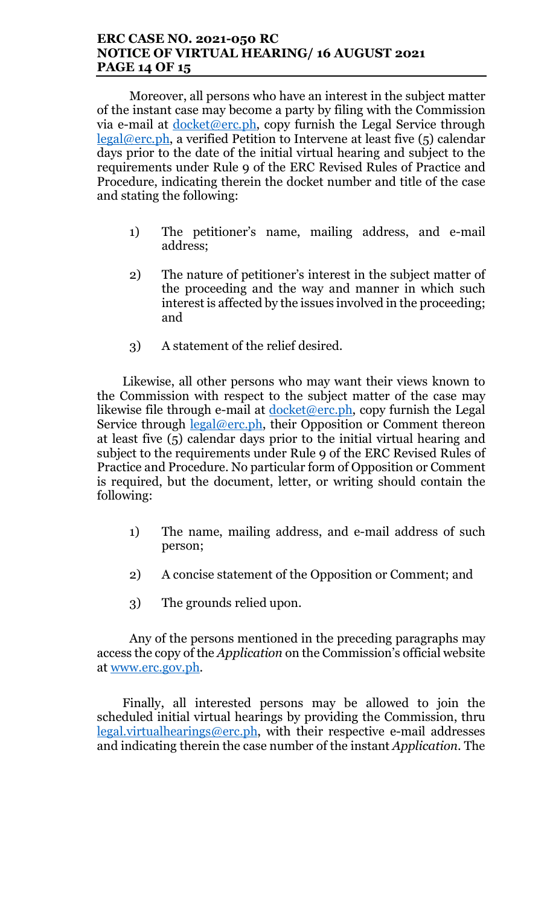Moreover, all persons who have an interest in the subject matter of the instant case may become a party by filing with the Commission via e-mail at docket@erc.ph, copy furnish the Legal Service through legal@erc.ph, a verified Petition to Intervene at least five (5) calendar days prior to the date of the initial virtual hearing and subject to the requirements under Rule 9 of the ERC Revised Rules of Practice and Procedure, indicating therein the docket number and title of the case and stating the following:

1) The petitioner's name, mailing address, and e-mail address;

2) The nature of petitioner's interest in the subject matter of the proceeding and the way and manner in which such interest is affected by the issues involved in the proceeding; and

3) A statement of the relief desired.

Likewise, all other persons who may want their views known to the Commission with respect to the subject matter of the case may likewise file through e-mail at docket@erc.ph, copy furnish the Legal Service through legal@erc.ph, their Opposition or Comment thereon at least five (5) calendar days prior to the initial virtual hearing and subject to the requirements under Rule 9 of the ERC Revised Rules of Practice and Procedure. No particular form of Opposition or Comment is required, but the document, letter, or writing should contain the following:

1) The name, mailing address, and e-mail address of such person;

2) A concise statement of the Opposition or Comment; and

3) The grounds relied upon.

Any of the persons mentioned in the preceding paragraphs may access the copy of the *Application* on the Commission's official website at www.erc.gov.ph.

Finally, all interested persons may be allowed to join the scheduled initial virtual hearings by providing the Commission, thru legal.virtualhearings@erc.ph, with their respective e-mail addresses and indicating therein the case number of the instant *Application*. The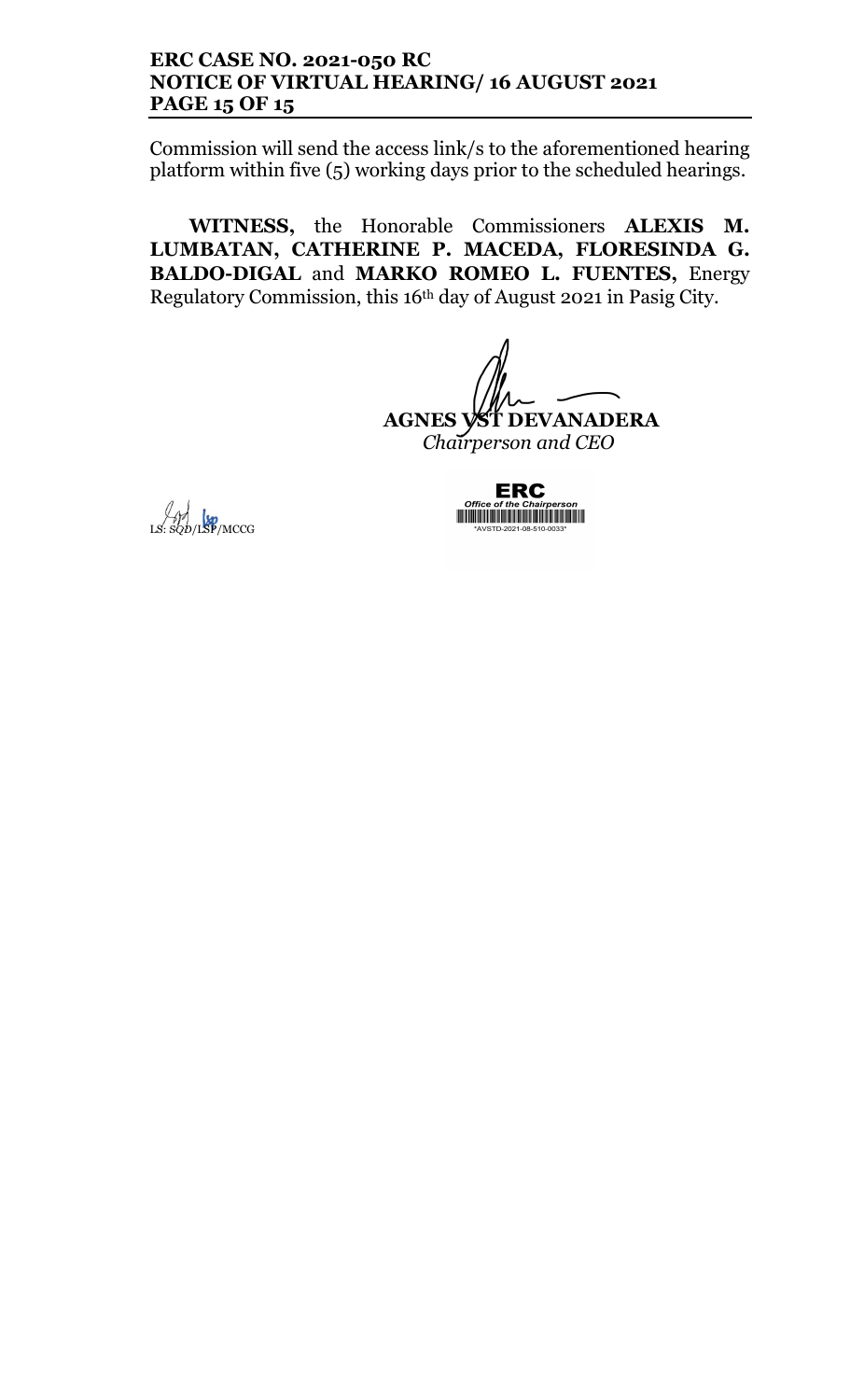Commission will send the access link/s to the aforementioned hearing platform within five (5) working days prior to the scheduled hearings.

**WITNESS,** the Honorable Commissioners **ALEXIS M. LUMBATAN, CATHERINE P. MACEDA, FLORESINDA G. BALDO-DIGAL** and **MARKO ROMEO L. FUENTES,** Energy Regulatory Commission, this 16th day of August 2021 in Pasig City.

**AGNES VST DEVANADERA**
*Chairperson and CEO*

**ERC**
*Office of the Chairperson*
*AVSTD-2021-08-510-0033*

LS: SQD/LSP/MCCG